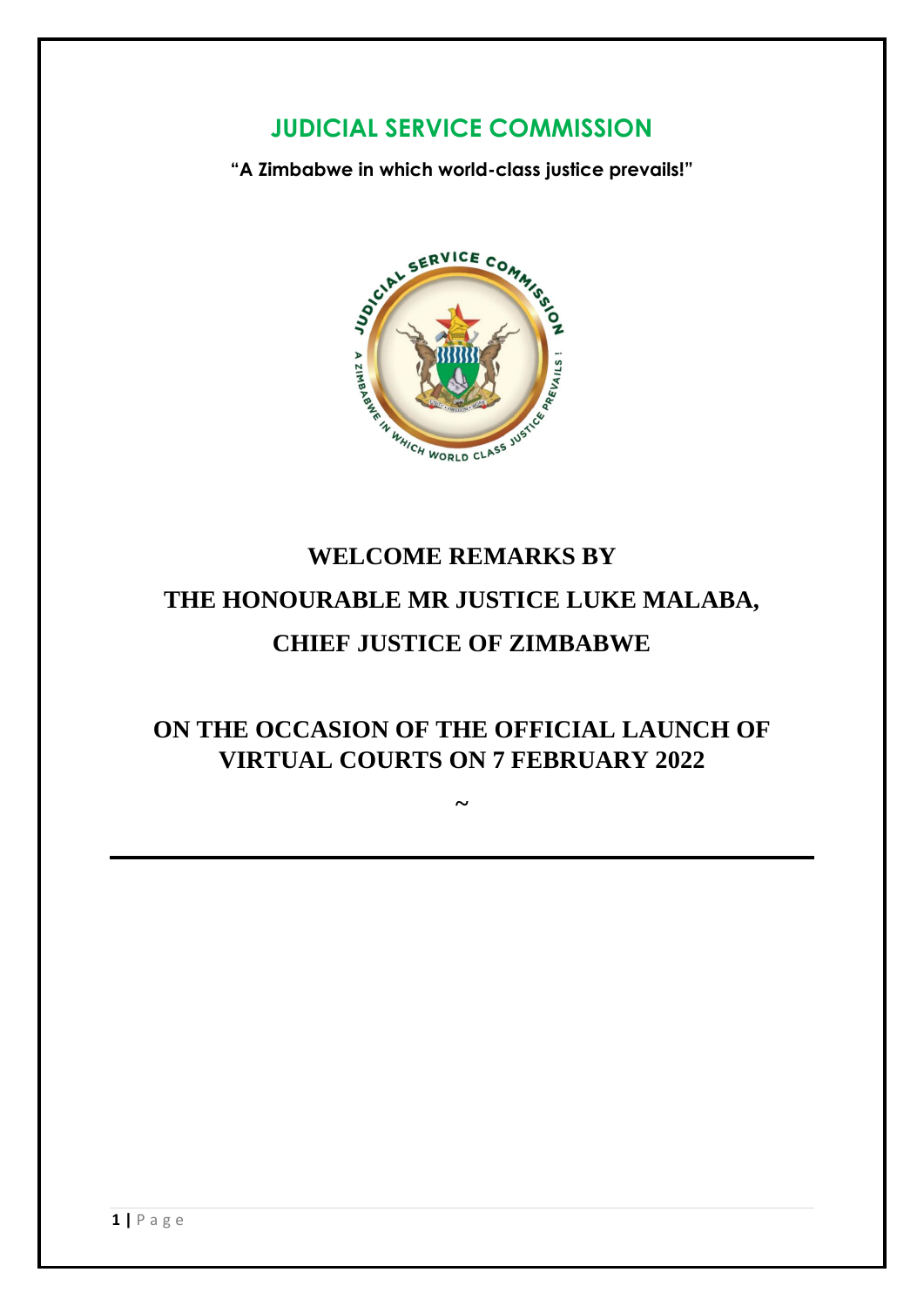# JUDICIAL SERVICE COMMISSION

**"A Zimbabwe in which world-class justice prevails!"**

# WELCOME REMARKS BY THE HONOURABLE MR JUSTICE LUKE MALABA, CHIEF JUSTICE OF ZIMBABWE

## ON THE OCCASION OF THE OFFICIAL LAUNCH OF VIRTUAL COURTS ON 7 FEBRUARY 2022

~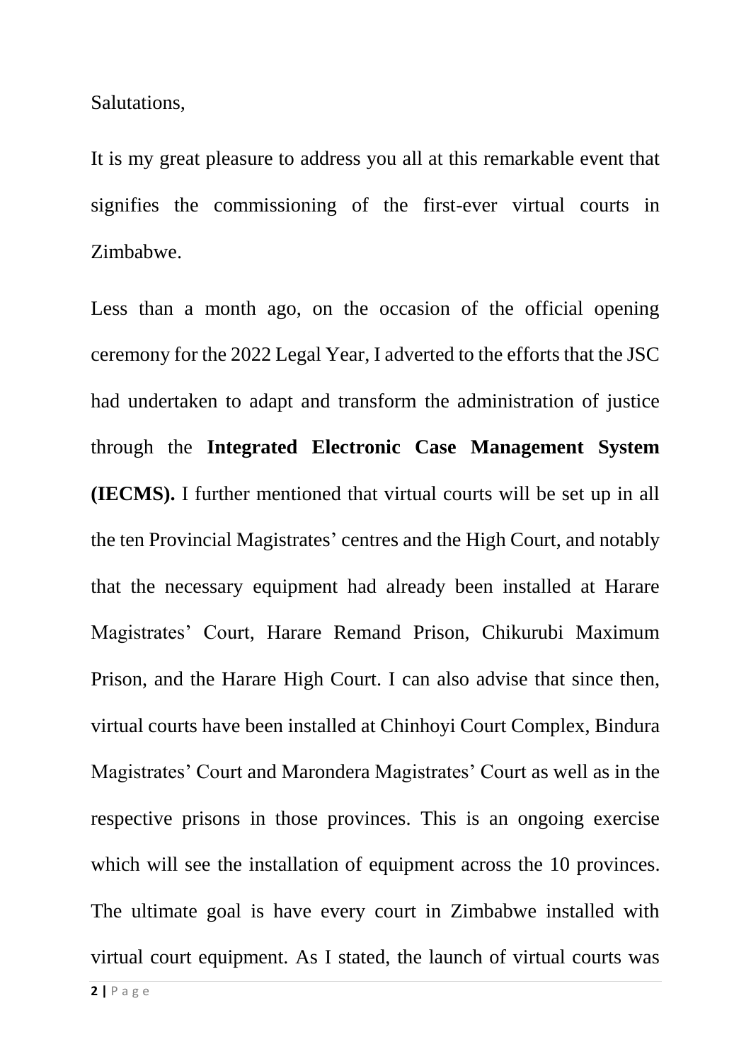Salutations,

It is my great pleasure to address you all at this remarkable event that signifies the commissioning of the first-ever virtual courts in Zimbabwe.

Less than a month ago, on the occasion of the official opening ceremony for the 2022 Legal Year, I adverted to the efforts that the JSC had undertaken to adapt and transform the administration of justice through the **Integrated Electronic Case Management System (IECMS).** I further mentioned that virtual courts will be set up in all the ten Provincial Magistrates' centres and the High Court, and notably that the necessary equipment had already been installed at Harare Magistrates' Court, Harare Remand Prison, Chikurubi Maximum Prison, and the Harare High Court. I can also advise that since then, virtual courts have been installed at Chinhoyi Court Complex, Bindura Magistrates' Court and Marondera Magistrates' Court as well as in the respective prisons in those provinces. This is an ongoing exercise which will see the installation of equipment across the 10 provinces. The ultimate goal is have every court in Zimbabwe installed with virtual court equipment. As I stated, the launch of virtual courts was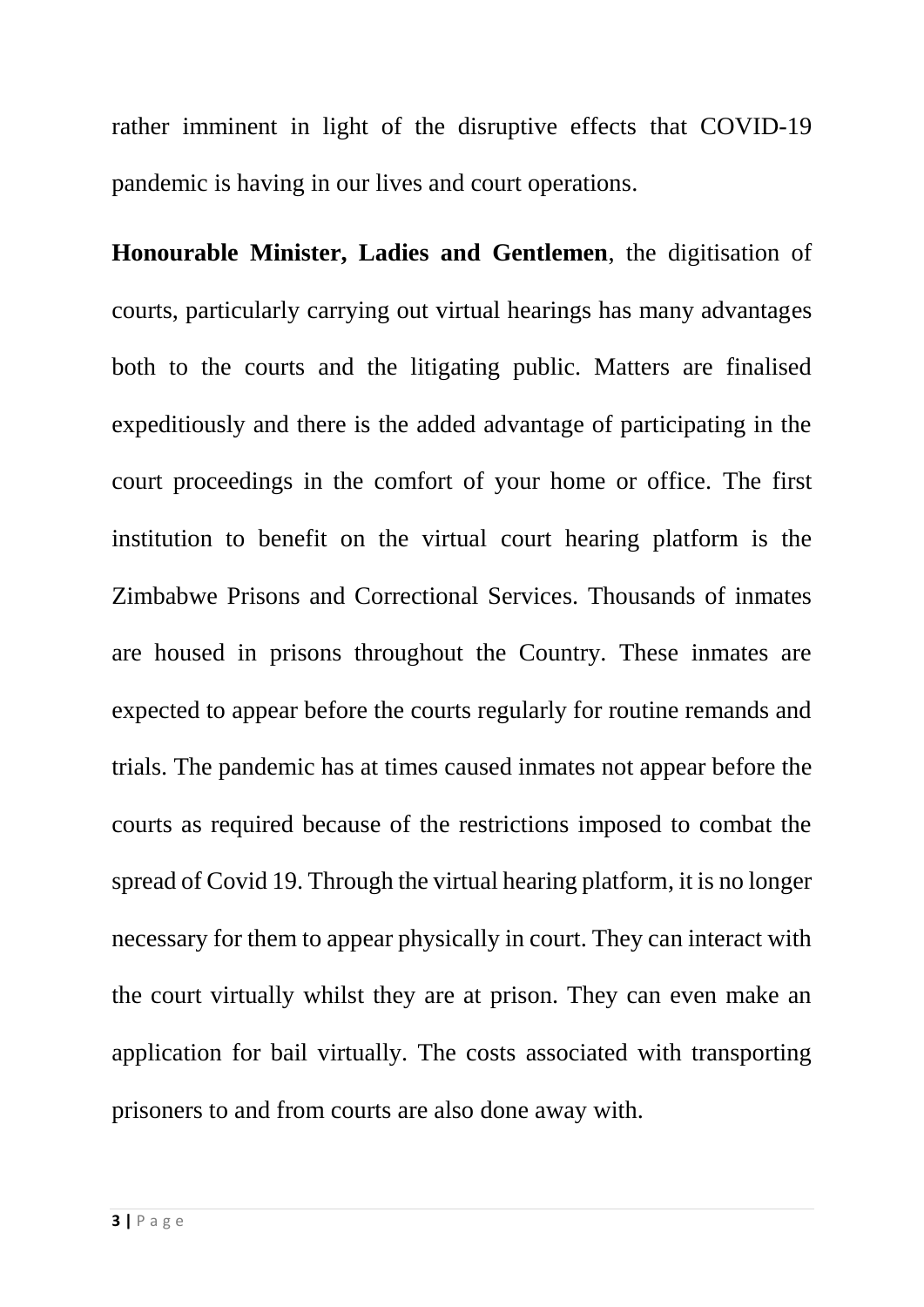rather imminent in light of the disruptive effects that COVID-19 pandemic is having in our lives and court operations.

**Honourable Minister, Ladies and Gentlemen**, the digitisation of courts, particularly carrying out virtual hearings has many advantages both to the courts and the litigating public. Matters are finalised expeditiously and there is the added advantage of participating in the court proceedings in the comfort of your home or office. The first institution to benefit on the virtual court hearing platform is the Zimbabwe Prisons and Correctional Services. Thousands of inmates are housed in prisons throughout the Country. These inmates are expected to appear before the courts regularly for routine remands and trials. The pandemic has at times caused inmates not appear before the courts as required because of the restrictions imposed to combat the spread of Covid 19. Through the virtual hearing platform, it is no longer necessary for them to appear physically in court. They can interact with the court virtually whilst they are at prison. They can even make an application for bail virtually. The costs associated with transporting prisoners to and from courts are also done away with.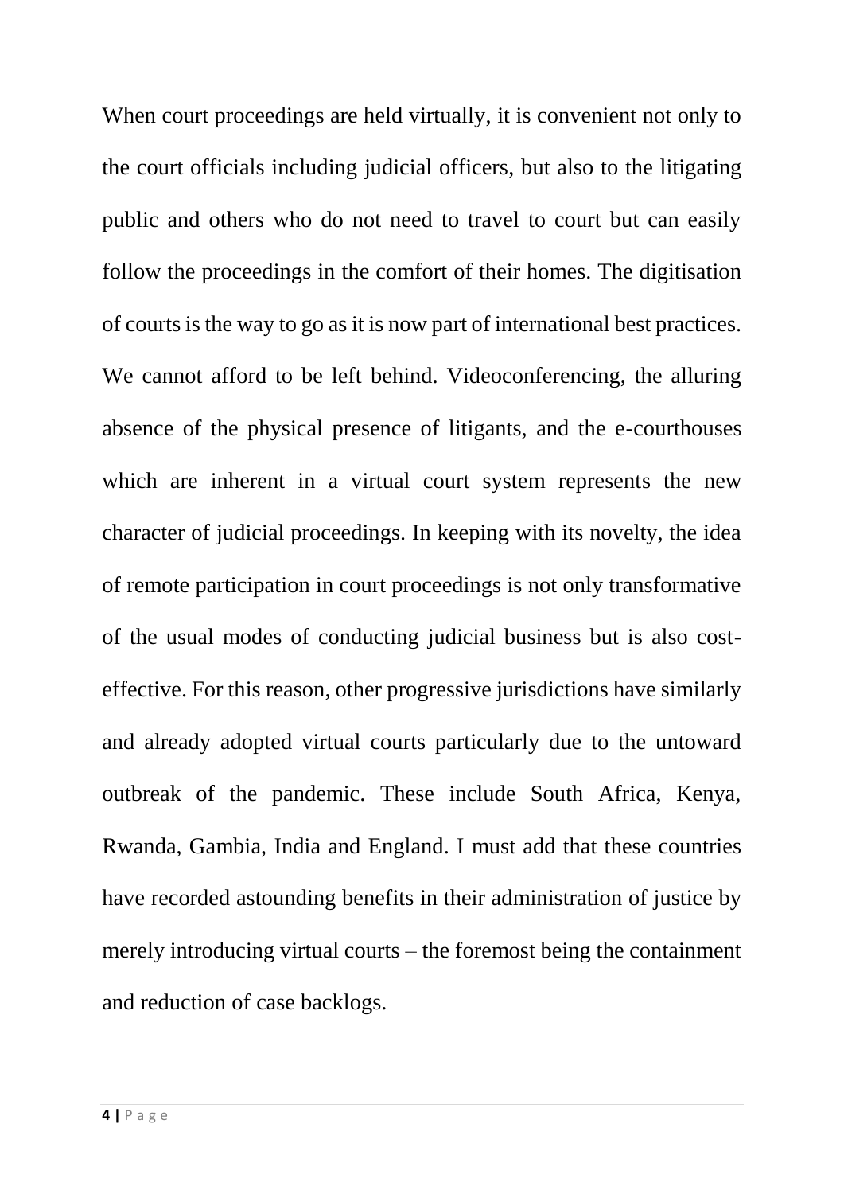When court proceedings are held virtually, it is convenient not only to the court officials including judicial officers, but also to the litigating public and others who do not need to travel to court but can easily follow the proceedings in the comfort of their homes. The digitisation of courts is the way to go as it is now part of international best practices. We cannot afford to be left behind. Videoconferencing, the alluring absence of the physical presence of litigants, and the e-courthouses which are inherent in a virtual court system represents the new character of judicial proceedings. In keeping with its novelty, the idea of remote participation in court proceedings is not only transformative of the usual modes of conducting judicial business but is also cost-effective. For this reason, other progressive jurisdictions have similarly and already adopted virtual courts particularly due to the untoward outbreak of the pandemic. These include South Africa, Kenya, Rwanda, Gambia, India and England. I must add that these countries have recorded astounding benefits in their administration of justice by merely introducing virtual courts – the foremost being the containment and reduction of case backlogs.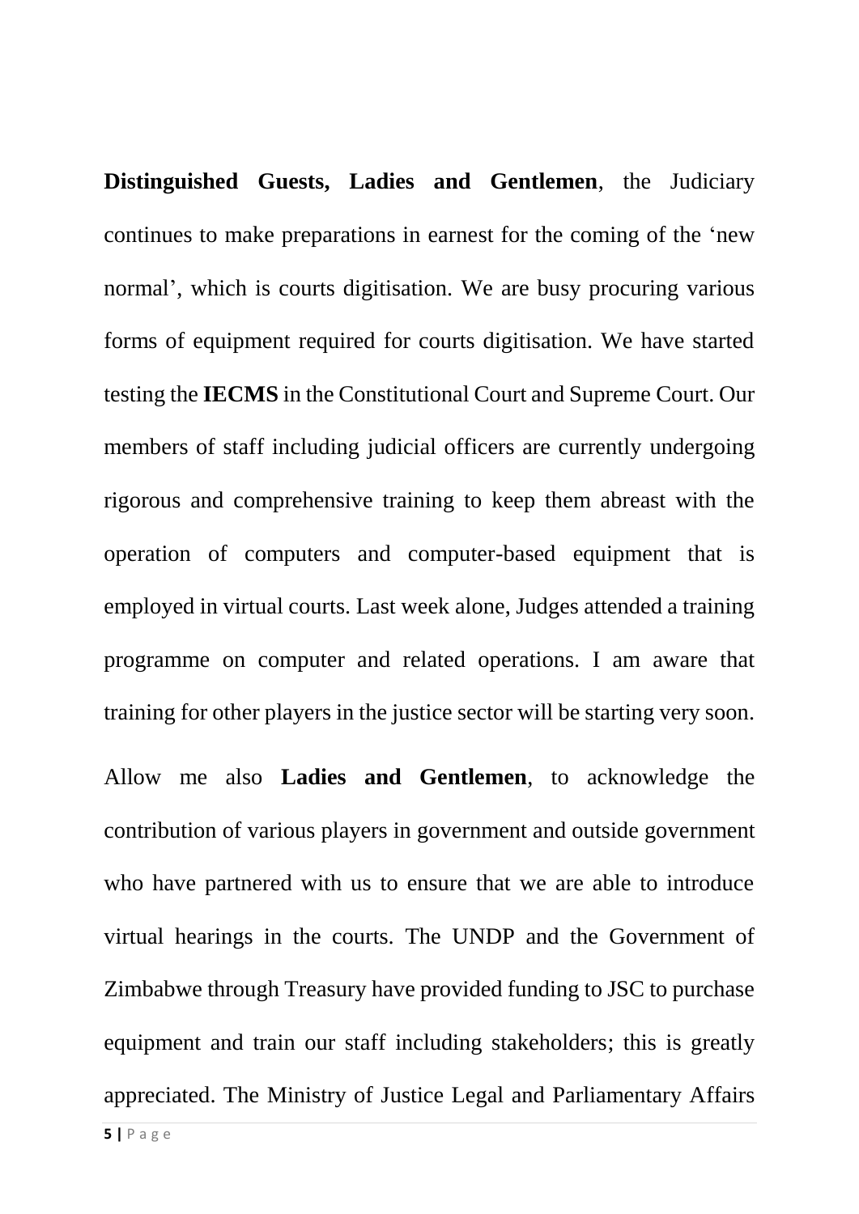**Distinguished Guests, Ladies and Gentlemen**, the Judiciary continues to make preparations in earnest for the coming of the 'new normal', which is courts digitisation. We are busy procuring various forms of equipment required for courts digitisation. We have started testing the **IECMS** in the Constitutional Court and Supreme Court. Our members of staff including judicial officers are currently undergoing rigorous and comprehensive training to keep them abreast with the operation of computers and computer-based equipment that is employed in virtual courts. Last week alone, Judges attended a training programme on computer and related operations. I am aware that training for other players in the justice sector will be starting very soon.

Allow me also **Ladies and Gentlemen**, to acknowledge the contribution of various players in government and outside government who have partnered with us to ensure that we are able to introduce virtual hearings in the courts. The UNDP and the Government of Zimbabwe through Treasury have provided funding to JSC to purchase equipment and train our staff including stakeholders; this is greatly appreciated. The Ministry of Justice Legal and Parliamentary Affairs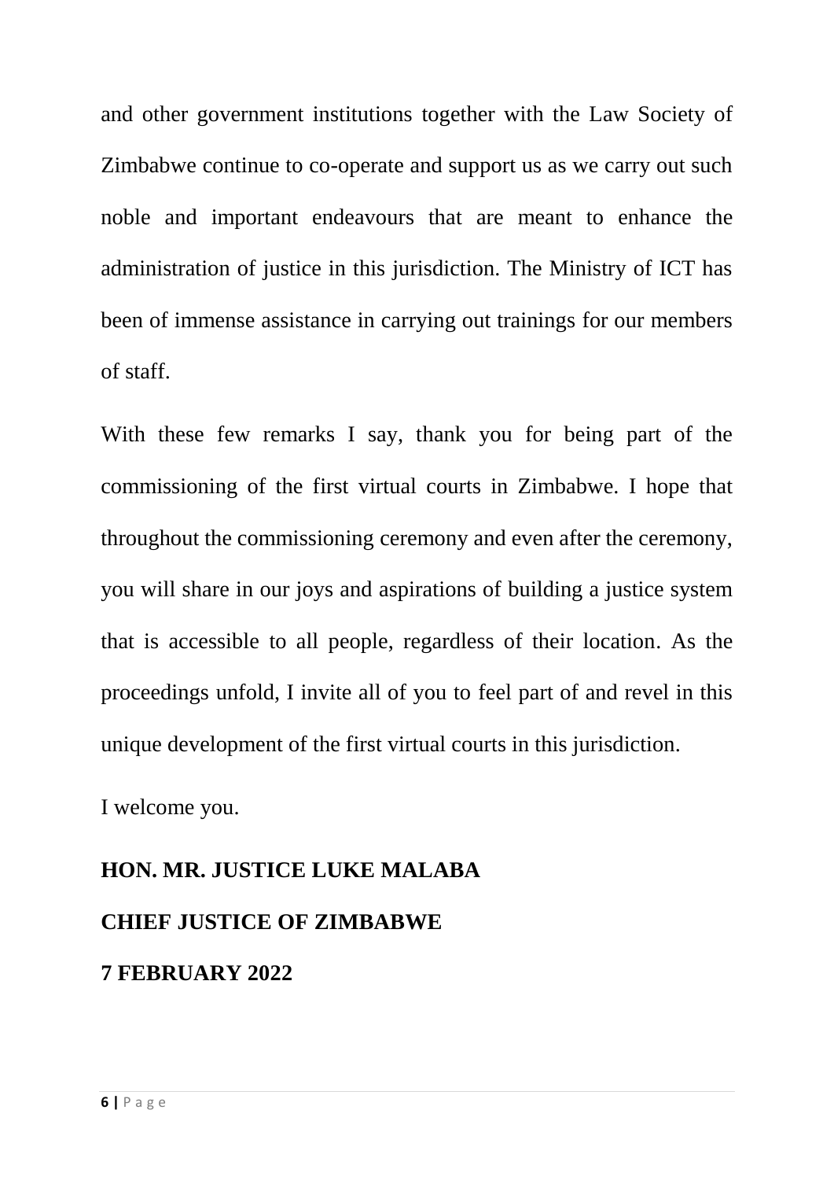and other government institutions together with the Law Society of Zimbabwe continue to co-operate and support us as we carry out such noble and important endeavours that are meant to enhance the administration of justice in this jurisdiction. The Ministry of ICT has been of immense assistance in carrying out trainings for our members of staff.

With these few remarks I say, thank you for being part of the commissioning of the first virtual courts in Zimbabwe. I hope that throughout the commissioning ceremony and even after the ceremony, you will share in our joys and aspirations of building a justice system that is accessible to all people, regardless of their location. As the proceedings unfold, I invite all of you to feel part of and revel in this unique development of the first virtual courts in this jurisdiction.

I welcome you.

**HON. MR. JUSTICE LUKE MALABA**

**CHIEF JUSTICE OF ZIMBABWE**

**7 FEBRUARY 2022**